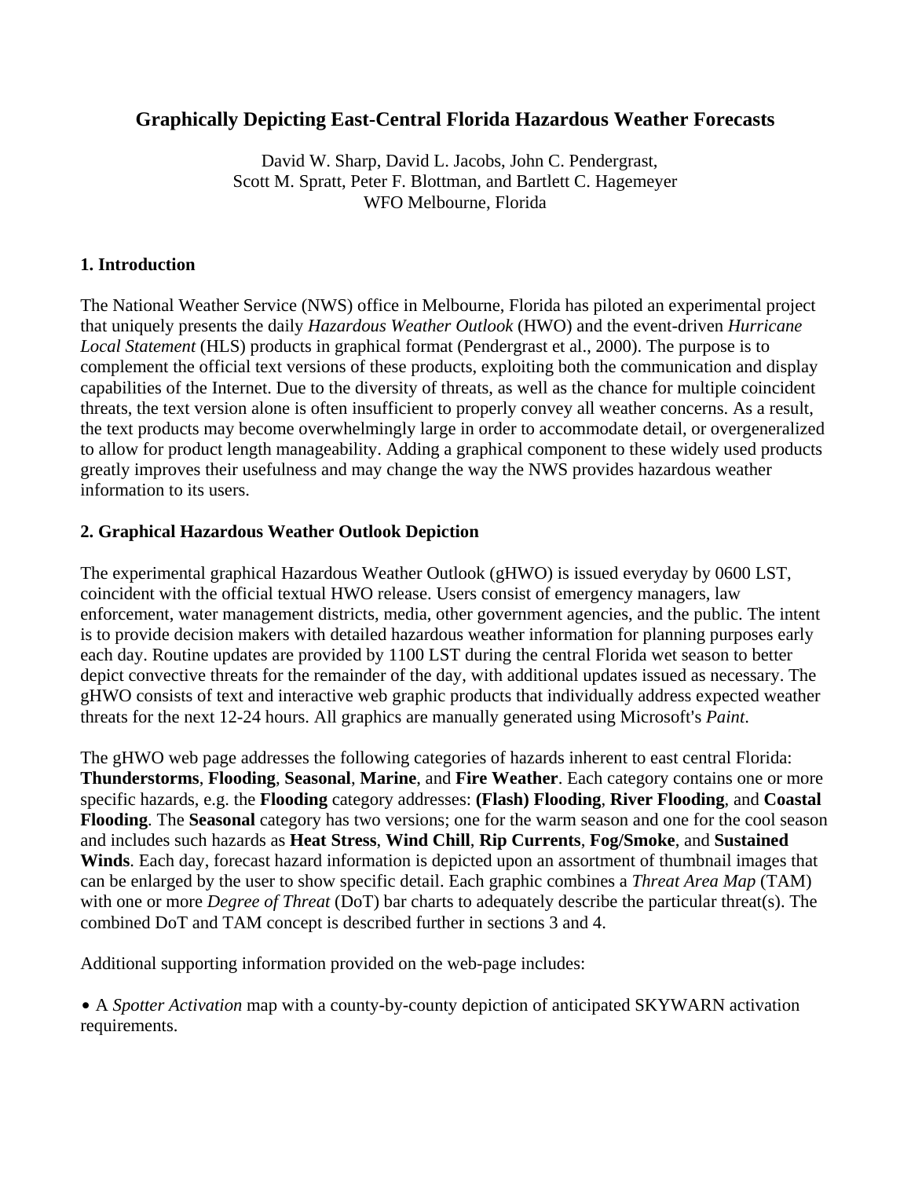# Graphically Depicting East-Central Florida Hazardous Weather Forecasts

David W. Sharp, David L. Jacobs, John C. Pendergrast,
Scott M. Spratt, Peter F. Blottman, and Bartlett C. Hagemeyer
WFO Melbourne, Florida

## 1. Introduction

The National Weather Service (NWS) office in Melbourne, Florida has piloted an experimental project that uniquely presents the daily *Hazardous Weather Outlook* (HWO) and the event-driven *Hurricane Local Statement* (HLS) products in graphical format (Pendergrast et al., 2000). The purpose is to complement the official text versions of these products, exploiting both the communication and display capabilities of the Internet. Due to the diversity of threats, as well as the chance for multiple coincident threats, the text version alone is often insufficient to properly convey all weather concerns. As a result, the text products may become overwhelmingly large in order to accommodate detail, or overgeneralized to allow for product length manageability. Adding a graphical component to these widely used products greatly improves their usefulness and may change the way the NWS provides hazardous weather information to its users.

## 2. Graphical Hazardous Weather Outlook Depiction

The experimental graphical Hazardous Weather Outlook (gHWO) is issued everyday by 0600 LST, coincident with the official textual HWO release. Users consist of emergency managers, law enforcement, water management districts, media, other government agencies, and the public. The intent is to provide decision makers with detailed hazardous weather information for planning purposes early each day. Routine updates are provided by 1100 LST during the central Florida wet season to better depict convective threats for the remainder of the day, with additional updates issued as necessary. The gHWO consists of text and interactive web graphic products that individually address expected weather threats for the next 12-24 hours. All graphics are manually generated using Microsoft's *Paint*.

The gHWO web page addresses the following categories of hazards inherent to east central Florida: **Thunderstorms**, **Flooding**, **Seasonal**, **Marine**, and **Fire Weather**. Each category contains one or more specific hazards, e.g. the **Flooding** category addresses: **(Flash) Flooding**, **River Flooding**, and **Coastal Flooding**. The **Seasonal** category has two versions; one for the warm season and one for the cool season and includes such hazards as **Heat Stress**, **Wind Chill**, **Rip Currents**, **Fog/Smoke**, and **Sustained Winds**. Each day, forecast hazard information is depicted upon an assortment of thumbnail images that can be enlarged by the user to show specific detail. Each graphic combines a *Threat Area Map* (TAM) with one or more *Degree of Threat* (DoT) bar charts to adequately describe the particular threat(s). The combined DoT and TAM concept is described further in sections 3 and 4.

Additional supporting information provided on the web-page includes:

- A *Spotter Activation* map with a county-by-county depiction of anticipated SKYWARN activation requirements.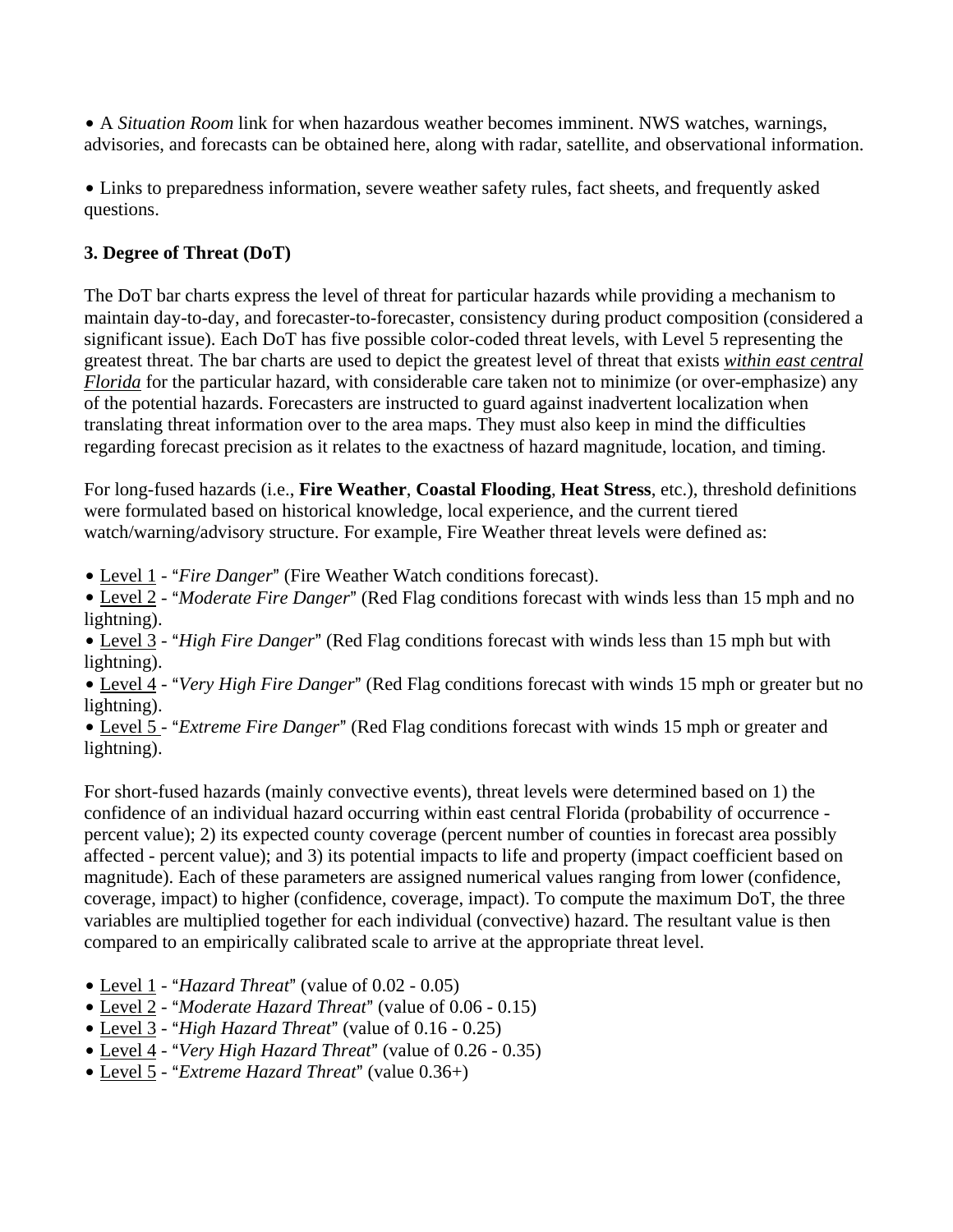• A *Situation Room* link for when hazardous weather becomes imminent. NWS watches, warnings, advisories, and forecasts can be obtained here, along with radar, satellite, and observational information.

• Links to preparedness information, severe weather safety rules, fact sheets, and frequently asked questions.

### 3. Degree of Threat (DoT)

The DoT bar charts express the level of threat for particular hazards while providing a mechanism to maintain day-to-day, and forecaster-to-forecaster, consistency during product composition (considered a significant issue). Each DoT has five possible color-coded threat levels, with Level 5 representing the greatest threat. The bar charts are used to depict the greatest level of threat that exists ***within east central Florida*** for the particular hazard, with considerable care taken not to minimize (or over-emphasize) any of the potential hazards. Forecasters are instructed to guard against inadvertent localization when translating threat information over to the area maps. They must also keep in mind the difficulties regarding forecast precision as it relates to the exactness of hazard magnitude, location, and timing.

For long-fused hazards (i.e., **Fire Weather**, **Coastal Flooding**, **Heat Stress**, etc.), threshold definitions were formulated based on historical knowledge, local experience, and the current tiered watch/warning/advisory structure. For example, Fire Weather threat levels were defined as:

- Level 1 - "*Fire Danger*" (Fire Weather Watch conditions forecast).
- Level 2 - "*Moderate Fire Danger*" (Red Flag conditions forecast with winds less than 15 mph and no lightning).
- Level 3 - "*High Fire Danger*" (Red Flag conditions forecast with winds less than 15 mph but with lightning).
- Level 4 - "*Very High Fire Danger*" (Red Flag conditions forecast with winds 15 mph or greater but no lightning).
- Level 5 - "*Extreme Fire Danger*" (Red Flag conditions forecast with winds 15 mph or greater and lightning).

For short-fused hazards (mainly convective events), threat levels were determined based on 1) the confidence of an individual hazard occurring within east central Florida (probability of occurrence - percent value); 2) its expected county coverage (percent number of counties in forecast area possibly affected - percent value); and 3) its potential impacts to life and property (impact coefficient based on magnitude). Each of these parameters are assigned numerical values ranging from lower (confidence, coverage, impact) to higher (confidence, coverage, impact). To compute the maximum DoT, the three variables are multiplied together for each individual (convective) hazard. The resultant value is then compared to an empirically calibrated scale to arrive at the appropriate threat level.

- Level 1 - "*Hazard Threat*" (value of 0.02 - 0.05)
- Level 2 - "*Moderate Hazard Threat*" (value of 0.06 - 0.15)
- Level 3 - "*High Hazard Threat*" (value of 0.16 - 0.25)
- Level 4 - "*Very High Hazard Threat*" (value of 0.26 - 0.35)
- Level 5 - "*Extreme Hazard Threat*" (value 0.36+)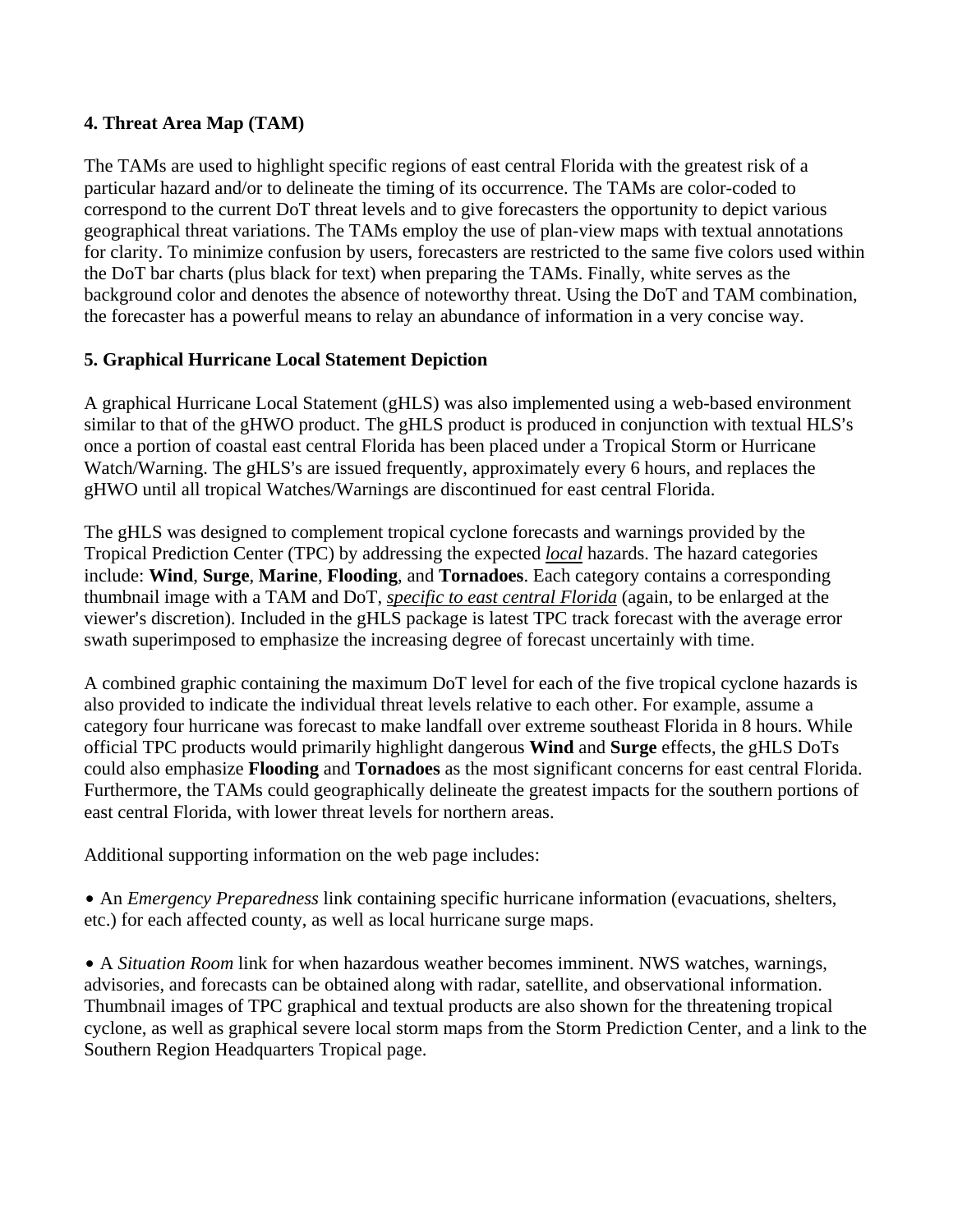**4. Threat Area Map (TAM)**

The TAMs are used to highlight specific regions of east central Florida with the greatest risk of a particular hazard and/or to delineate the timing of its occurrence. The TAMs are color-coded to correspond to the current DoT threat levels and to give forecasters the opportunity to depict various geographical threat variations. The TAMs employ the use of plan-view maps with textual annotations for clarity. To minimize confusion by users, forecasters are restricted to the same five colors used within the DoT bar charts (plus black for text) when preparing the TAMs. Finally, white serves as the background color and denotes the absence of noteworthy threat. Using the DoT and TAM combination, the forecaster has a powerful means to relay an abundance of information in a very concise way.

**5. Graphical Hurricane Local Statement Depiction**

A graphical Hurricane Local Statement (gHLS) was also implemented using a web-based environment similar to that of the gHWO product. The gHLS product is produced in conjunction with textual HLS's once a portion of coastal east central Florida has been placed under a Tropical Storm or Hurricane Watch/Warning. The gHLS's are issued frequently, approximately every 6 hours, and replaces the gHWO until all tropical Watches/Warnings are discontinued for east central Florida.

The gHLS was designed to complement tropical cyclone forecasts and warnings provided by the Tropical Prediction Center (TPC) by addressing the expected ***local*** hazards. The hazard categories include: **Wind**, **Surge**, **Marine**, **Flooding**, and **Tornadoes**. Each category contains a corresponding thumbnail image with a TAM and DoT, *specific to east central Florida* (again, to be enlarged at the viewer's discretion). Included in the gHLS package is latest TPC track forecast with the average error swath superimposed to emphasize the increasing degree of forecast uncertainly with time.

A combined graphic containing the maximum DoT level for each of the five tropical cyclone hazards is also provided to indicate the individual threat levels relative to each other. For example, assume a category four hurricane was forecast to make landfall over extreme southeast Florida in 8 hours. While official TPC products would primarily highlight dangerous **Wind** and **Surge** effects, the gHLS DoTs could also emphasize **Flooding** and **Tornadoes** as the most significant concerns for east central Florida. Furthermore, the TAMs could geographically delineate the greatest impacts for the southern portions of east central Florida, with lower threat levels for northern areas.

Additional supporting information on the web page includes:

- An *Emergency Preparedness* link containing specific hurricane information (evacuations, shelters, etc.) for each affected county, as well as local hurricane surge maps.

- A *Situation Room* link for when hazardous weather becomes imminent. NWS watches, warnings, advisories, and forecasts can be obtained along with radar, satellite, and observational information. Thumbnail images of TPC graphical and textual products are also shown for the threatening tropical cyclone, as well as graphical severe local storm maps from the Storm Prediction Center, and a link to the Southern Region Headquarters Tropical page.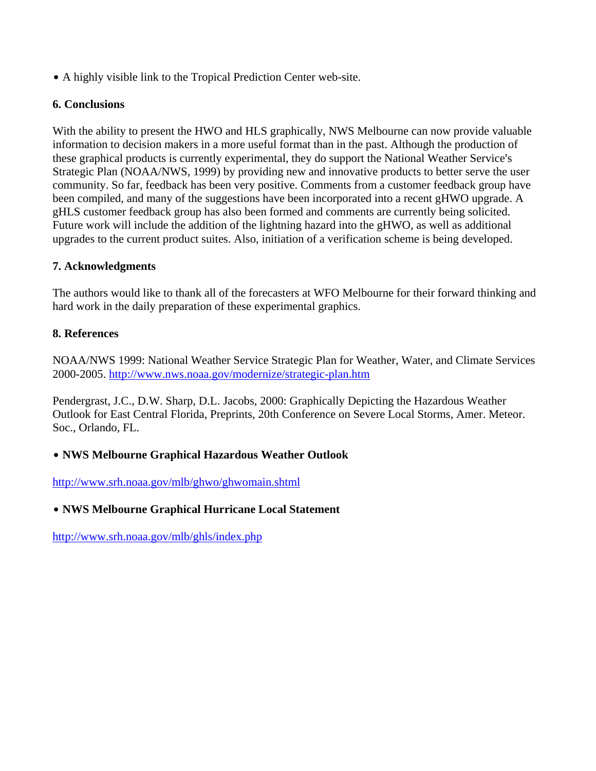- A highly visible link to the Tropical Prediction Center web-site.

### 6. Conclusions

With the ability to present the HWO and HLS graphically, NWS Melbourne can now provide valuable information to decision makers in a more useful format than in the past. Although the production of these graphical products is currently experimental, they do support the National Weather Service's Strategic Plan (NOAA/NWS, 1999) by providing new and innovative products to better serve the user community. So far, feedback has been very positive. Comments from a customer feedback group have been compiled, and many of the suggestions have been incorporated into a recent gHWO upgrade. A gHLS customer feedback group has also been formed and comments are currently being solicited. Future work will include the addition of the lightning hazard into the gHWO, as well as additional upgrades to the current product suites. Also, initiation of a verification scheme is being developed.

### 7. Acknowledgments

The authors would like to thank all of the forecasters at WFO Melbourne for their forward thinking and hard work in the daily preparation of these experimental graphics.

### 8. References

NOAA/NWS 1999: National Weather Service Strategic Plan for Weather, Water, and Climate Services 2000-2005. http://www.nws.noaa.gov/modernize/strategic-plan.htm

Pendergrast, J.C., D.W. Sharp, D.L. Jacobs, 2000: Graphically Depicting the Hazardous Weather Outlook for East Central Florida, Preprints, 20th Conference on Severe Local Storms, Amer. Meteor. Soc., Orlando, FL.

- **NWS Melbourne Graphical Hazardous Weather Outlook**

http://www.srh.noaa.gov/mlb/ghwo/ghwomain.shtml

- **NWS Melbourne Graphical Hurricane Local Statement**

http://www.srh.noaa.gov/mlb/ghls/index.php